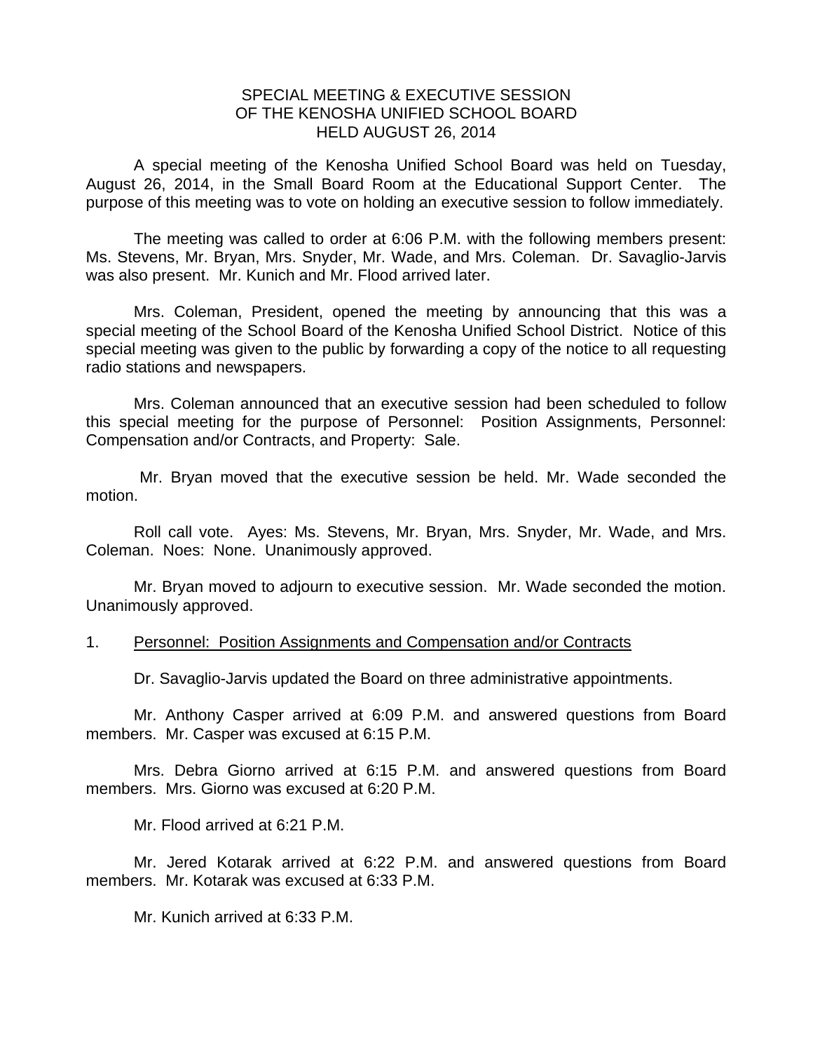# SPECIAL MEETING & EXECUTIVE SESSION
# OF THE KENOSHA UNIFIED SCHOOL BOARD
# HELD AUGUST 26, 2014

A special meeting of the Kenosha Unified School Board was held on Tuesday, August 26, 2014, in the Small Board Room at the Educational Support Center. The purpose of this meeting was to vote on holding an executive session to follow immediately.

The meeting was called to order at 6:06 P.M. with the following members present: Ms. Stevens, Mr. Bryan, Mrs. Snyder, Mr. Wade, and Mrs. Coleman. Dr. Savaglio-Jarvis was also present. Mr. Kunich and Mr. Flood arrived later.

Mrs. Coleman, President, opened the meeting by announcing that this was a special meeting of the School Board of the Kenosha Unified School District. Notice of this special meeting was given to the public by forwarding a copy of the notice to all requesting radio stations and newspapers.

Mrs. Coleman announced that an executive session had been scheduled to follow this special meeting for the purpose of Personnel: Position Assignments, Personnel: Compensation and/or Contracts, and Property: Sale.

Mr. Bryan moved that the executive session be held. Mr. Wade seconded the motion.

Roll call vote. Ayes: Ms. Stevens, Mr. Bryan, Mrs. Snyder, Mr. Wade, and Mrs. Coleman. Noes: None. Unanimously approved.

Mr. Bryan moved to adjourn to executive session. Mr. Wade seconded the motion. Unanimously approved.

1. Personnel: Position Assignments and Compensation and/or Contracts

Dr. Savaglio-Jarvis updated the Board on three administrative appointments.

Mr. Anthony Casper arrived at 6:09 P.M. and answered questions from Board members. Mr. Casper was excused at 6:15 P.M.

Mrs. Debra Giorno arrived at 6:15 P.M. and answered questions from Board members. Mrs. Giorno was excused at 6:20 P.M.

Mr. Flood arrived at 6:21 P.M.

Mr. Jered Kotarak arrived at 6:22 P.M. and answered questions from Board members. Mr. Kotarak was excused at 6:33 P.M.

Mr. Kunich arrived at 6:33 P.M.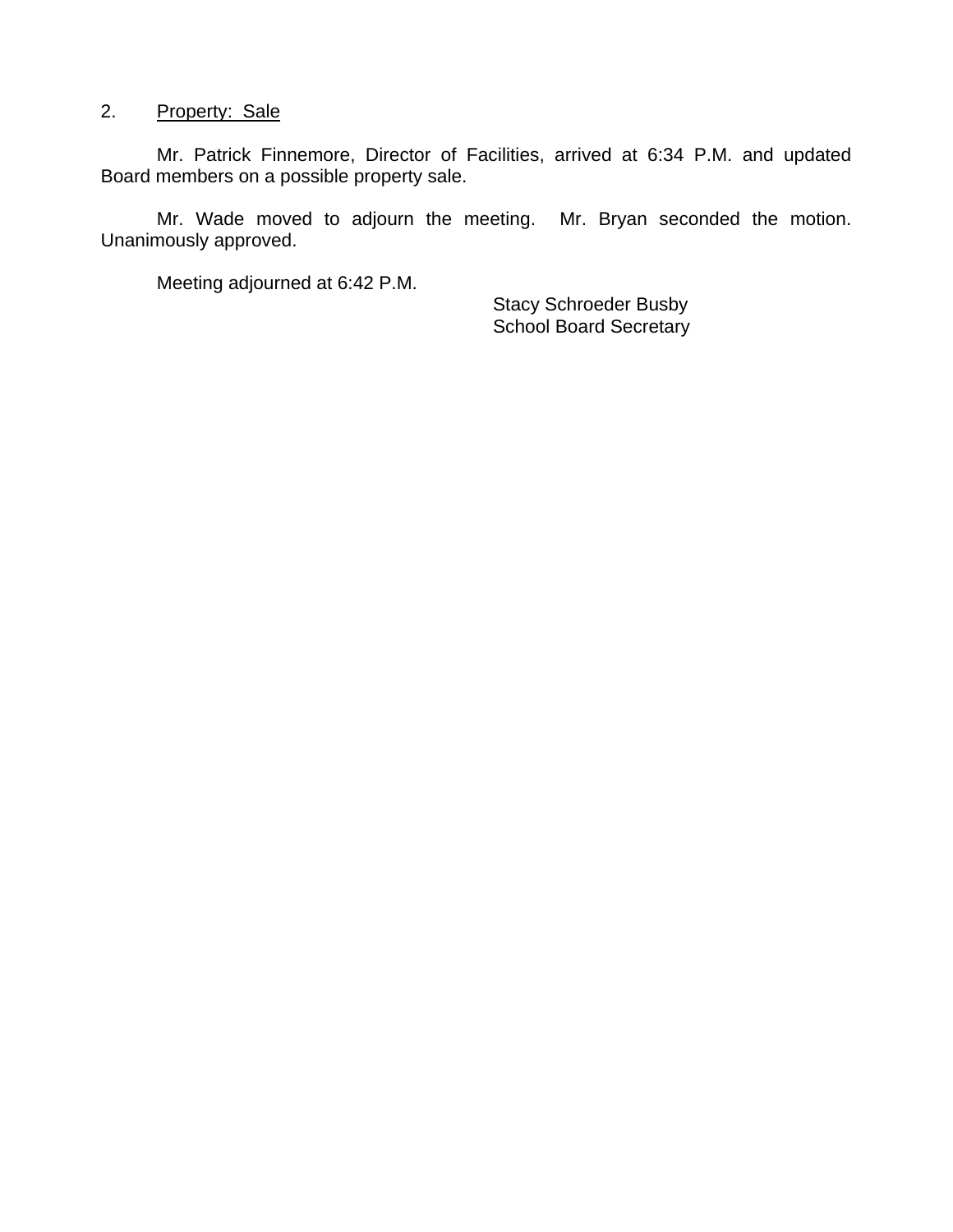2. Property: Sale

Mr. Patrick Finnemore, Director of Facilities, arrived at 6:34 P.M. and updated Board members on a possible property sale.

Mr. Wade moved to adjourn the meeting. Mr. Bryan seconded the motion. Unanimously approved.

Meeting adjourned at 6:42 P.M.

Stacy Schroeder Busby
School Board Secretary